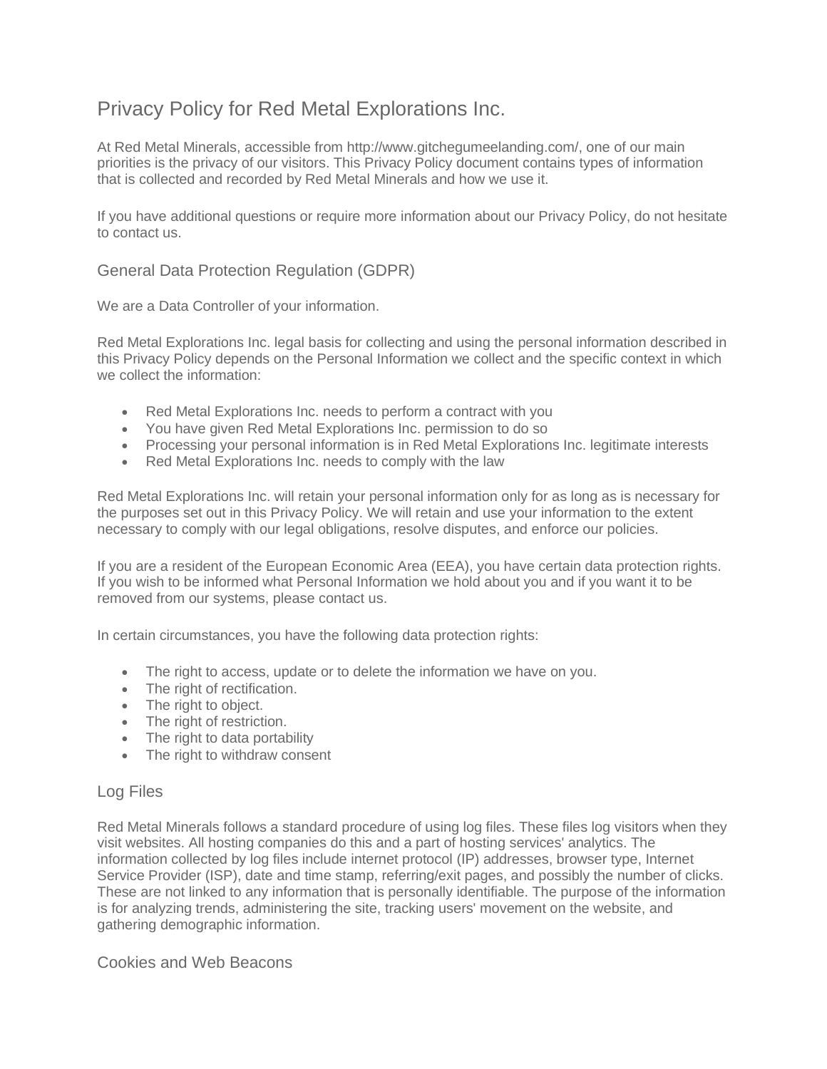# Privacy Policy for Red Metal Explorations Inc.

At Red Metal Minerals, accessible from http://www.gitchegumeelanding.com/, one of our main priorities is the privacy of our visitors. This Privacy Policy document contains types of information that is collected and recorded by Red Metal Minerals and how we use it.

If you have additional questions or require more information about our Privacy Policy, do not hesitate to contact us.

## General Data Protection Regulation (GDPR)

We are a Data Controller of your information.

Red Metal Explorations Inc. legal basis for collecting and using the personal information described in this Privacy Policy depends on the Personal Information we collect and the specific context in which we collect the information:

- Red Metal Explorations Inc. needs to perform a contract with you
- You have given Red Metal Explorations Inc. permission to do so
- Processing your personal information is in Red Metal Explorations Inc. legitimate interests
- Red Metal Explorations Inc. needs to comply with the law

Red Metal Explorations Inc. will retain your personal information only for as long as is necessary for the purposes set out in this Privacy Policy. We will retain and use your information to the extent necessary to comply with our legal obligations, resolve disputes, and enforce our policies.

If you are a resident of the European Economic Area (EEA), you have certain data protection rights. If you wish to be informed what Personal Information we hold about you and if you want it to be removed from our systems, please contact us.

In certain circumstances, you have the following data protection rights:

- The right to access, update or to delete the information we have on you.
- The right of rectification.
- The right to object.
- The right of restriction.
- The right to data portability
- The right to withdraw consent

## Log Files

Red Metal Minerals follows a standard procedure of using log files. These files log visitors when they visit websites. All hosting companies do this and a part of hosting services' analytics. The information collected by log files include internet protocol (IP) addresses, browser type, Internet Service Provider (ISP), date and time stamp, referring/exit pages, and possibly the number of clicks. These are not linked to any information that is personally identifiable. The purpose of the information is for analyzing trends, administering the site, tracking users' movement on the website, and gathering demographic information.

## Cookies and Web Beacons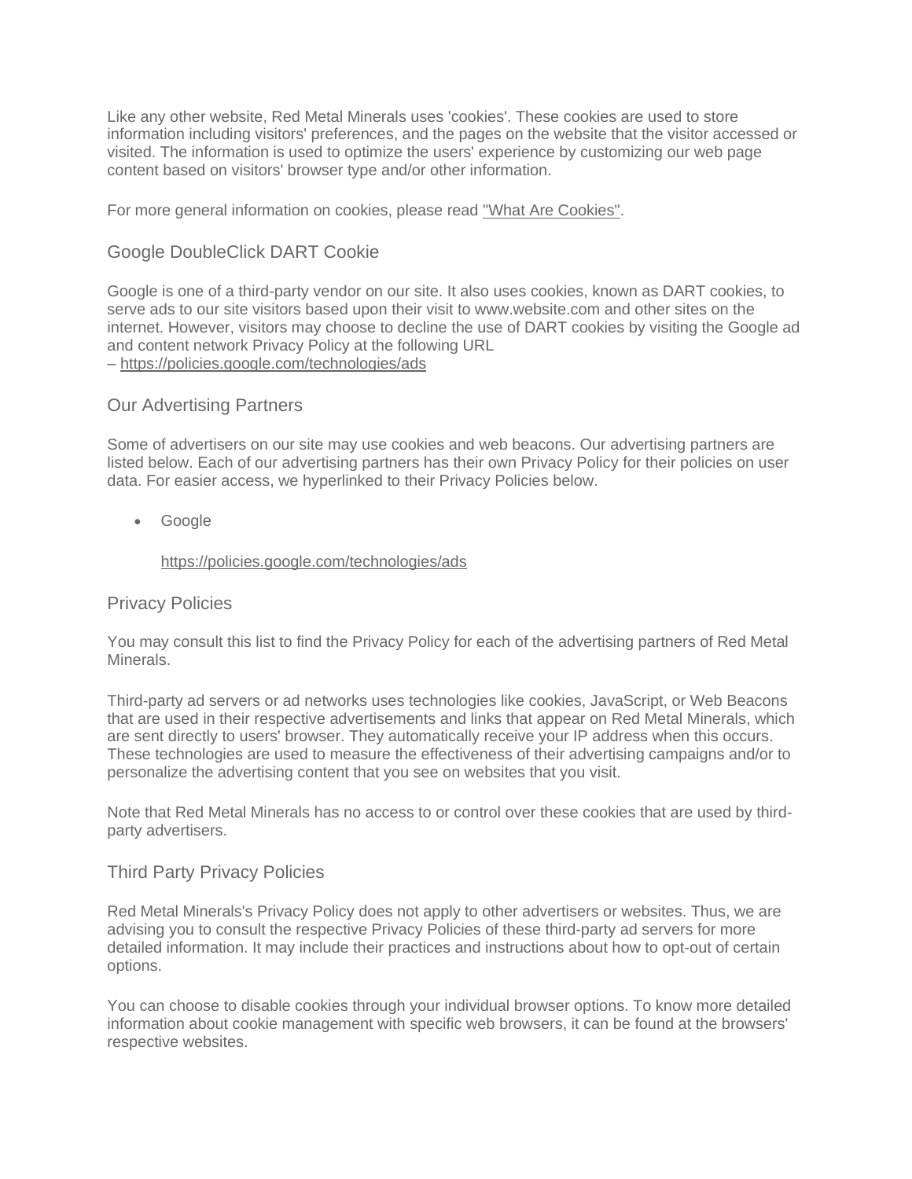Like any other website, Red Metal Minerals uses 'cookies'. These cookies are used to store information including visitors' preferences, and the pages on the website that the visitor accessed or visited. The information is used to optimize the users' experience by customizing our web page content based on visitors' browser type and/or other information.

For more general information on cookies, please read "What Are Cookies".

## Google DoubleClick DART Cookie

Google is one of a third-party vendor on our site. It also uses cookies, known as DART cookies, to serve ads to our site visitors based upon their visit to www.website.com and other sites on the internet. However, visitors may choose to decline the use of DART cookies by visiting the Google ad and content network Privacy Policy at the following URL – https://policies.google.com/technologies/ads

## Our Advertising Partners

Some of advertisers on our site may use cookies and web beacons. Our advertising partners are listed below. Each of our advertising partners has their own Privacy Policy for their policies on user data. For easier access, we hyperlinked to their Privacy Policies below.

- Google

  https://policies.google.com/technologies/ads

## Privacy Policies

You may consult this list to find the Privacy Policy for each of the advertising partners of Red Metal Minerals.

Third-party ad servers or ad networks uses technologies like cookies, JavaScript, or Web Beacons that are used in their respective advertisements and links that appear on Red Metal Minerals, which are sent directly to users' browser. They automatically receive your IP address when this occurs. These technologies are used to measure the effectiveness of their advertising campaigns and/or to personalize the advertising content that you see on websites that you visit.

Note that Red Metal Minerals has no access to or control over these cookies that are used by third-party advertisers.

## Third Party Privacy Policies

Red Metal Minerals's Privacy Policy does not apply to other advertisers or websites. Thus, we are advising you to consult the respective Privacy Policies of these third-party ad servers for more detailed information. It may include their practices and instructions about how to opt-out of certain options.

You can choose to disable cookies through your individual browser options. To know more detailed information about cookie management with specific web browsers, it can be found at the browsers' respective websites.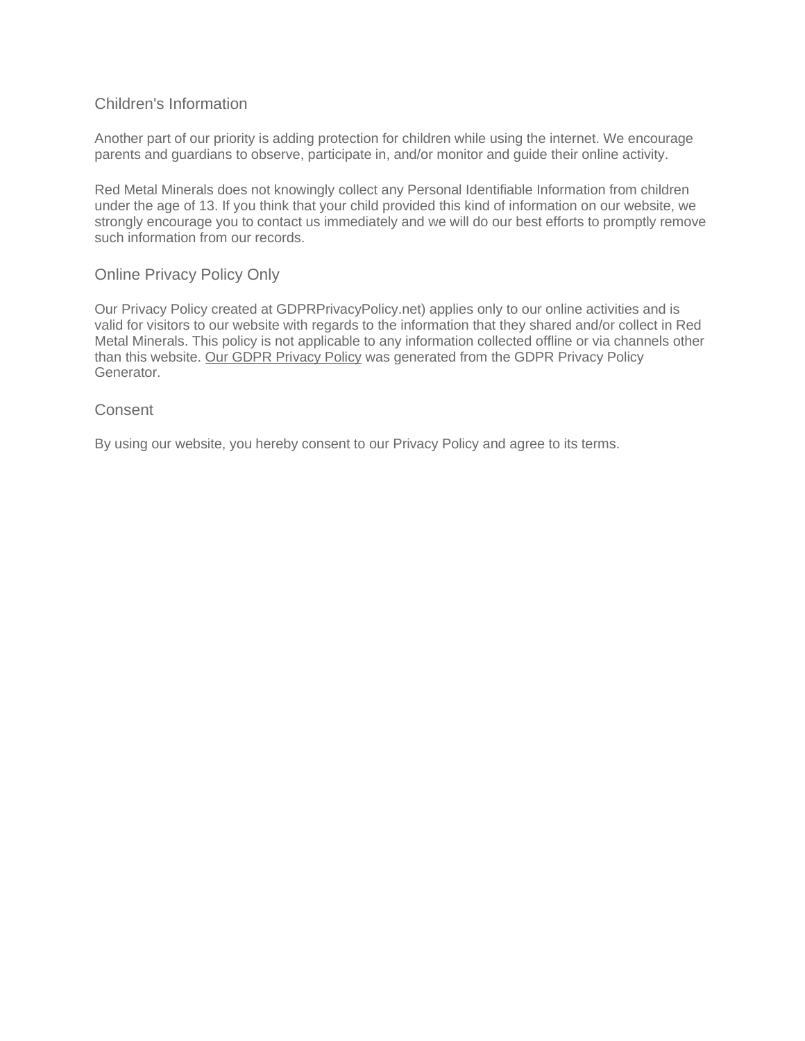## Children's Information

Another part of our priority is adding protection for children while using the internet. We encourage parents and guardians to observe, participate in, and/or monitor and guide their online activity.

Red Metal Minerals does not knowingly collect any Personal Identifiable Information from children under the age of 13. If you think that your child provided this kind of information on our website, we strongly encourage you to contact us immediately and we will do our best efforts to promptly remove such information from our records.

## Online Privacy Policy Only

Our Privacy Policy created at GDPRPrivacyPolicy.net) applies only to our online activities and is valid for visitors to our website with regards to the information that they shared and/or collect in Red Metal Minerals. This policy is not applicable to any information collected offline or via channels other than this website. Our GDPR Privacy Policy was generated from the GDPR Privacy Policy Generator.

## Consent

By using our website, you hereby consent to our Privacy Policy and agree to its terms.